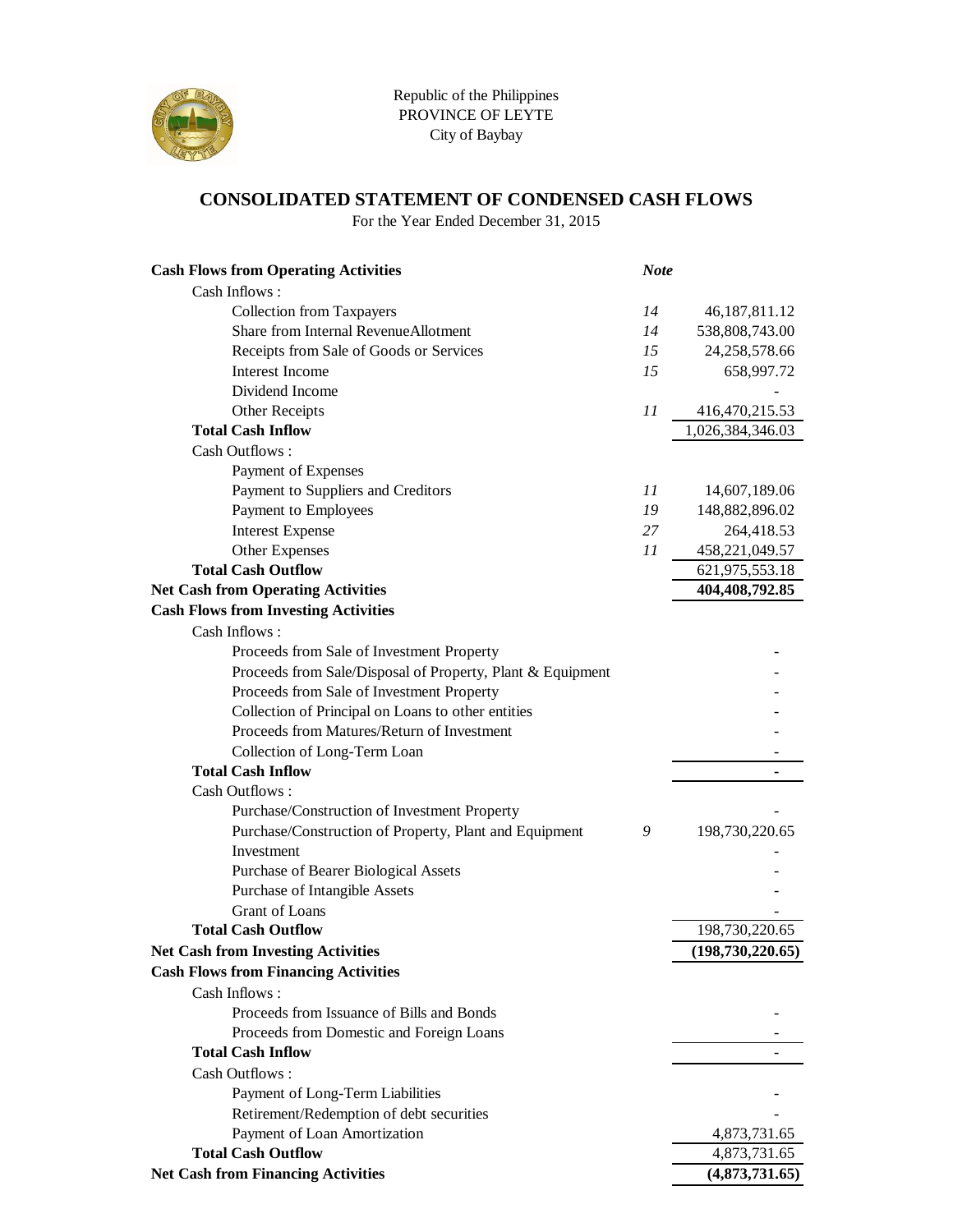Republic of the Philippines
PROVINCE OF LEYTE
City of Baybay

# CONSOLIDATED STATEMENT OF CONDENSED CASH FLOWS

For the Year Ended December 31, 2015

| | *Note* | |
|---|---|---|
| **Cash Flows from Operating Activities** | | |
| Cash Inflows : | | |
| Collection from Taxpayers | *14* | 46,187,811.12 |
| Share from Internal RevenueAllotment | *14* | 538,808,743.00 |
| Receipts from Sale of Goods or Services | *15* | 24,258,578.66 |
| Interest Income | *15* | 658,997.72 |
| Dividend Income | | - |
| Other Receipts | *11* | 416,470,215.53 |
| **Total Cash Inflow** | | 1,026,384,346.03 |
| Cash Outflows : | | |
| Payment of Expenses | | |
| Payment to Suppliers and Creditors | *11* | 14,607,189.06 |
| Payment to Employees | *19* | 148,882,896.02 |
| Interest Expense | *27* | 264,418.53 |
| Other Expenses | *11* | 458,221,049.57 |
| **Total Cash Outflow** | | 621,975,553.18 |
| **Net Cash from Operating Activities** | | **404,408,792.85** |
| **Cash Flows from Investing Activities** | | |
| Cash Inflows : | | |
| Proceeds from Sale of Investment Property | | - |
| Proceeds from Sale/Disposal of Property, Plant & Equipment | | - |
| Proceeds from Sale of Investment Property | | - |
| Collection of Principal on Loans to other entities | | - |
| Proceeds from Matures/Return of Investment | | - |
| Collection of Long-Term Loan | | - |
| **Total Cash Inflow** | | - |
| Cash Outflows : | | |
| Purchase/Construction of Investment Property | | - |
| Purchase/Construction of Property, Plant and Equipment | *9* | 198,730,220.65 |
| Investment | | - |
| Purchase of Bearer Biological Assets | | - |
| Purchase of Intangible Assets | | - |
| Grant of Loans | | - |
| **Total Cash Outflow** | | 198,730,220.65 |
| **Net Cash from Investing Activities** | | **(198,730,220.65)** |
| **Cash Flows from Financing Activities** | | |
| Cash Inflows : | | |
| Proceeds from Issuance of Bills and Bonds | | - |
| Proceeds from Domestic and Foreign Loans | | - |
| **Total Cash Inflow** | | - |
| Cash Outflows : | | |
| Payment of Long-Term Liabilities | | - |
| Retirement/Redemption of debt securities | | - |
| Payment of Loan Amortization | | 4,873,731.65 |
| **Total Cash Outflow** | | 4,873,731.65 |
| **Net Cash from Financing Activities** | | **(4,873,731.65)** |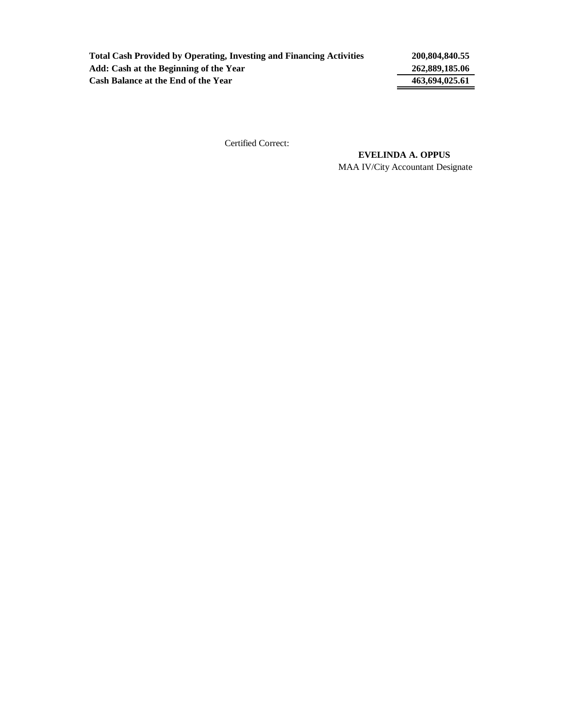| | |
|---|---|
| **Total Cash Provided by Operating, Investing and Financing Activities** | **200,804,840.55** |
| **Add: Cash at the Beginning of the Year** | **262,889,185.06** |
| **Cash Balance at the End of the Year** | **463,694,025.61** |

Certified Correct:

**EVELINDA A. OPPUS**
MAA IV/City Accountant Designate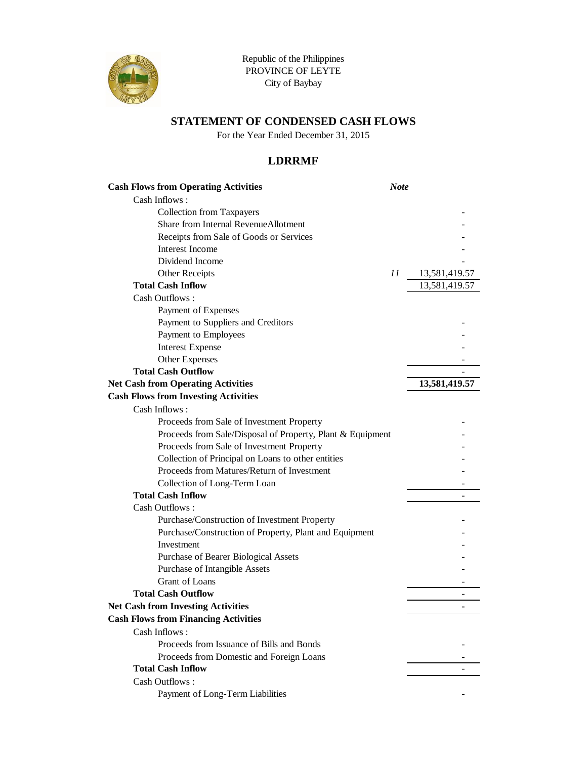Republic of the Philippines
PROVINCE OF LEYTE
City of Baybay

## STATEMENT OF CONDENSED CASH FLOWS

For the Year Ended December 31, 2015

## LDRRMF

| | *Note* | |
|---|---|---|
| **Cash Flows from Operating Activities** | | |
| Cash Inflows : | | |
| Collection from Taxpayers | | - |
| Share from Internal RevenueAllotment | | - |
| Receipts from Sale of Goods or Services | | - |
| Interest Income | | - |
| Dividend Income | | - |
| Other Receipts | *11* | 13,581,419.57 |
| **Total Cash Inflow** | | 13,581,419.57 |
| Cash Outflows : | | |
| Payment of Expenses | | |
| Payment to Suppliers and Creditors | | - |
| Payment to Employees | | - |
| Interest Expense | | - |
| Other Expenses | | - |
| **Total Cash Outflow** | | - |
| **Net Cash from Operating Activities** | | **13,581,419.57** |
| **Cash Flows from Investing Activities** | | |
| Cash Inflows : | | |
| Proceeds from Sale of Investment Property | | - |
| Proceeds from Sale/Disposal of Property, Plant & Equipment | | - |
| Proceeds from Sale of Investment Property | | - |
| Collection of Principal on Loans to other entities | | - |
| Proceeds from Matures/Return of Investment | | - |
| Collection of Long-Term Loan | | - |
| **Total Cash Inflow** | | - |
| Cash Outflows : | | |
| Purchase/Construction of Investment Property | | - |
| Purchase/Construction of Property, Plant and Equipment | | - |
| Investment | | - |
| Purchase of Bearer Biological Assets | | - |
| Purchase of Intangible Assets | | - |
| Grant of Loans | | - |
| **Total Cash Outflow** | | - |
| **Net Cash from Investing Activities** | | **-** |
| **Cash Flows from Financing Activities** | | |
| Cash Inflows : | | |
| Proceeds from Issuance of Bills and Bonds | | - |
| Proceeds from Domestic and Foreign Loans | | - |
| **Total Cash Inflow** | | - |
| Cash Outflows : | | |
| Payment of Long-Term Liabilities | | - |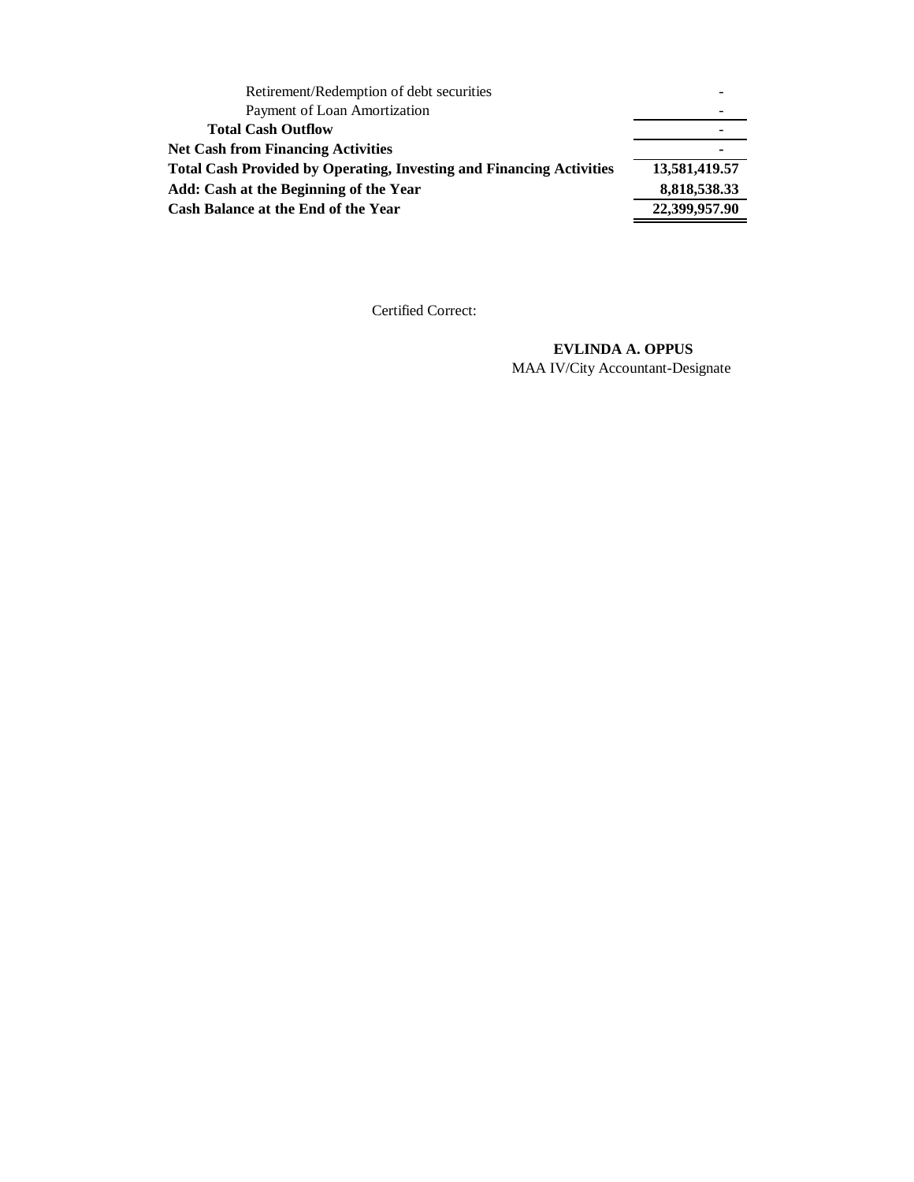| | |
|---|---|
| Retirement/Redemption of debt securities | - |
| Payment of Loan Amortization | - |
| **Total Cash Outflow** | - |
| **Net Cash from Financing Activities** | **-** |
| **Total Cash Provided by Operating, Investing and Financing Activities** | **13,581,419.57** |
| **Add: Cash at the Beginning of the Year** | **8,818,538.33** |
| **Cash Balance at the End of the Year** | **22,399,957.90** |

Certified Correct:

**EVLINDA A. OPPUS**
MAA IV/City Accountant-Designate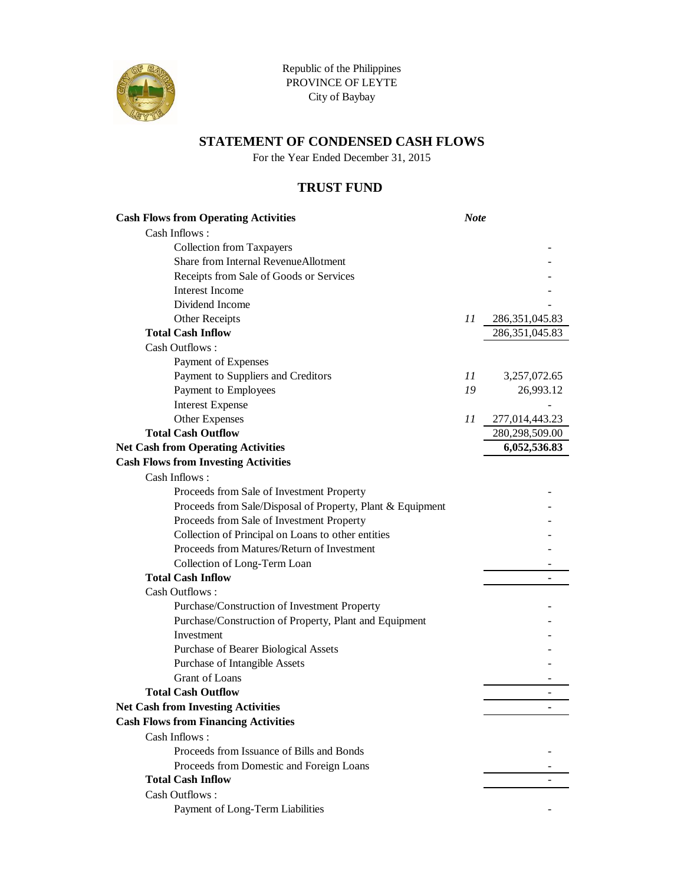Republic of the Philippines
PROVINCE OF LEYTE
City of Baybay

## STATEMENT OF CONDENSED CASH FLOWS

For the Year Ended December 31, 2015

## TRUST FUND

| | *Note* | |
|---|---|---|
| **Cash Flows from Operating Activities** | | |
| Cash Inflows : | | |
| Collection from Taxpayers | | - |
| Share from Internal RevenueAllotment | | - |
| Receipts from Sale of Goods or Services | | - |
| Interest Income | | - |
| Dividend Income | | - |
| Other Receipts | *11* | 286,351,045.83 |
| **Total Cash Inflow** | | 286,351,045.83 |
| Cash Outflows : | | |
| Payment of Expenses | | |
| Payment to Suppliers and Creditors | *11* | 3,257,072.65 |
| Payment to Employees | *19* | 26,993.12 |
| Interest Expense | | - |
| Other Expenses | *11* | 277,014,443.23 |
| **Total Cash Outflow** | | 280,298,509.00 |
| **Net Cash from Operating Activities** | | **6,052,536.83** |
| **Cash Flows from Investing Activities** | | |
| Cash Inflows : | | |
| Proceeds from Sale of Investment Property | | - |
| Proceeds from Sale/Disposal of Property, Plant & Equipment | | - |
| Proceeds from Sale of Investment Property | | - |
| Collection of Principal on Loans to other entities | | - |
| Proceeds from Matures/Return of Investment | | - |
| Collection of Long-Term Loan | | - |
| **Total Cash Inflow** | | - |
| Cash Outflows : | | |
| Purchase/Construction of Investment Property | | - |
| Purchase/Construction of Property, Plant and Equipment | | - |
| Investment | | - |
| Purchase of Bearer Biological Assets | | - |
| Purchase of Intangible Assets | | - |
| Grant of Loans | | - |
| **Total Cash Outflow** | | - |
| **Net Cash from Investing Activities** | | - |
| **Cash Flows from Financing Activities** | | |
| Cash Inflows : | | |
| Proceeds from Issuance of Bills and Bonds | | - |
| Proceeds from Domestic and Foreign Loans | | - |
| **Total Cash Inflow** | | - |
| Cash Outflows : | | |
| Payment of Long-Term Liabilities | | - |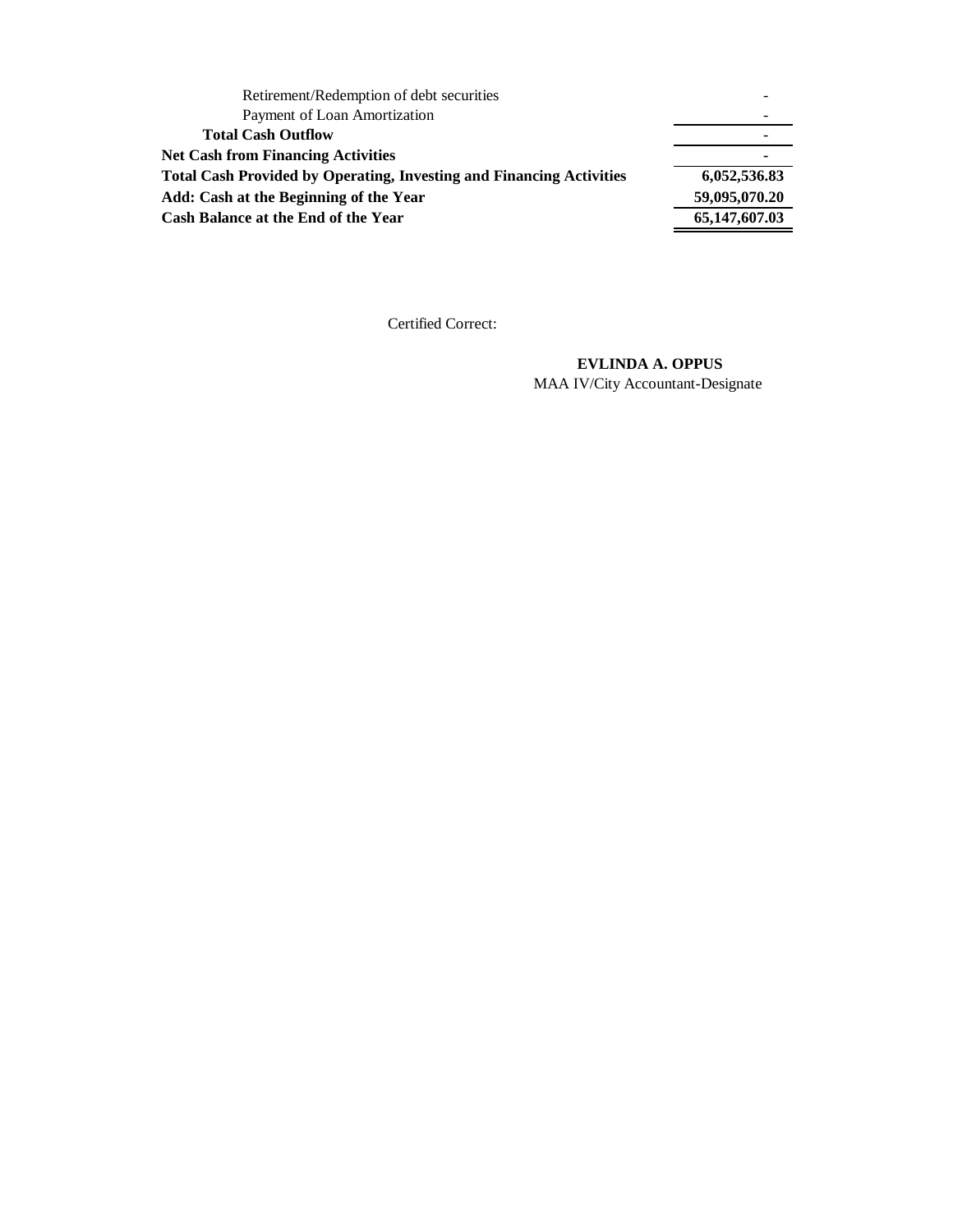| | |
|---|---|
| Retirement/Redemption of debt securities | - |
| Payment of Loan Amortization | - |
| **Total Cash Outflow** | - |
| **Net Cash from Financing Activities** | **-** |
| **Total Cash Provided by Operating, Investing and Financing Activities** | **6,052,536.83** |
| **Add: Cash at the Beginning of the Year** | **59,095,070.20** |
| **Cash Balance at the End of the Year** | **65,147,607.03** |

Certified Correct:

**EVLINDA A. OPPUS**
MAA IV/City Accountant-Designate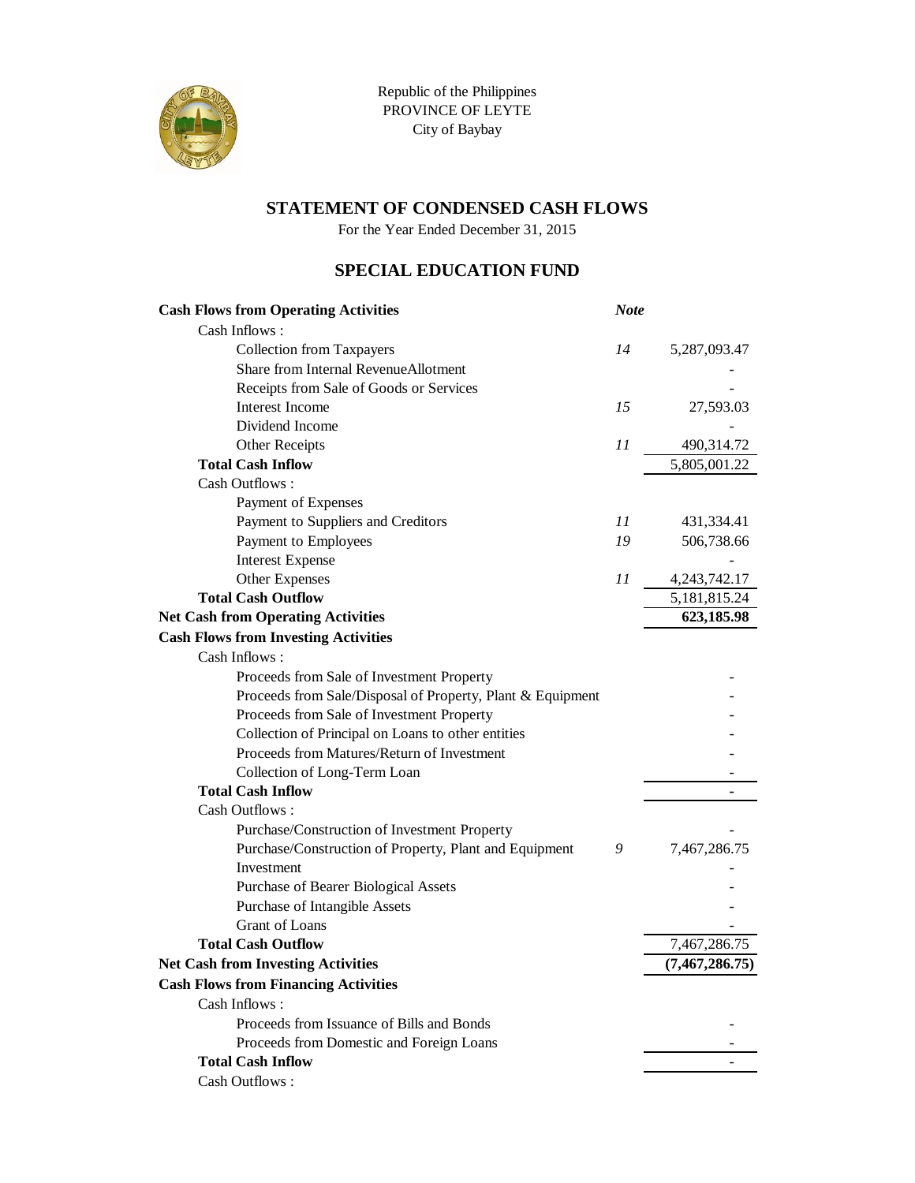Republic of the Philippines
PROVINCE OF LEYTE
City of Baybay

## STATEMENT OF CONDENSED CASH FLOWS

For the Year Ended December 31, 2015

## SPECIAL EDUCATION FUND

| | Note | |
|---|---|---|
| **Cash Flows from Operating Activities** | | |
| Cash Inflows : | | |
| Collection from Taxpayers | *14* | 5,287,093.47 |
| Share from Internal RevenueAllotment | | - |
| Receipts from Sale of Goods or Services | | - |
| Interest Income | *15* | 27,593.03 |
| Dividend Income | | - |
| Other Receipts | *11* | 490,314.72 |
| **Total Cash Inflow** | | 5,805,001.22 |
| Cash Outflows : | | |
| Payment of Expenses | | |
| Payment to Suppliers and Creditors | *11* | 431,334.41 |
| Payment to Employees | *19* | 506,738.66 |
| Interest Expense | | - |
| Other Expenses | *11* | 4,243,742.17 |
| **Total Cash Outflow** | | 5,181,815.24 |
| **Net Cash from Operating Activities** | | **623,185.98** |
| **Cash Flows from Investing Activities** | | |
| Cash Inflows : | | |
| Proceeds from Sale of Investment Property | | - |
| Proceeds from Sale/Disposal of Property, Plant & Equipment | | - |
| Proceeds from Sale of Investment Property | | - |
| Collection of Principal on Loans to other entities | | - |
| Proceeds from Matures/Return of Investment | | - |
| Collection of Long-Term Loan | | - |
| **Total Cash Inflow** | | - |
| Cash Outflows : | | |
| Purchase/Construction of Investment Property | | - |
| Purchase/Construction of Property, Plant and Equipment | *9* | 7,467,286.75 |
| Investment | | - |
| Purchase of Bearer Biological Assets | | - |
| Purchase of Intangible Assets | | - |
| Grant of Loans | | - |
| **Total Cash Outflow** | | 7,467,286.75 |
| **Net Cash from Investing Activities** | | **(7,467,286.75)** |
| **Cash Flows from Financing Activities** | | |
| Cash Inflows : | | |
| Proceeds from Issuance of Bills and Bonds | | - |
| Proceeds from Domestic and Foreign Loans | | - |
| **Total Cash Inflow** | | - |
| Cash Outflows : | | |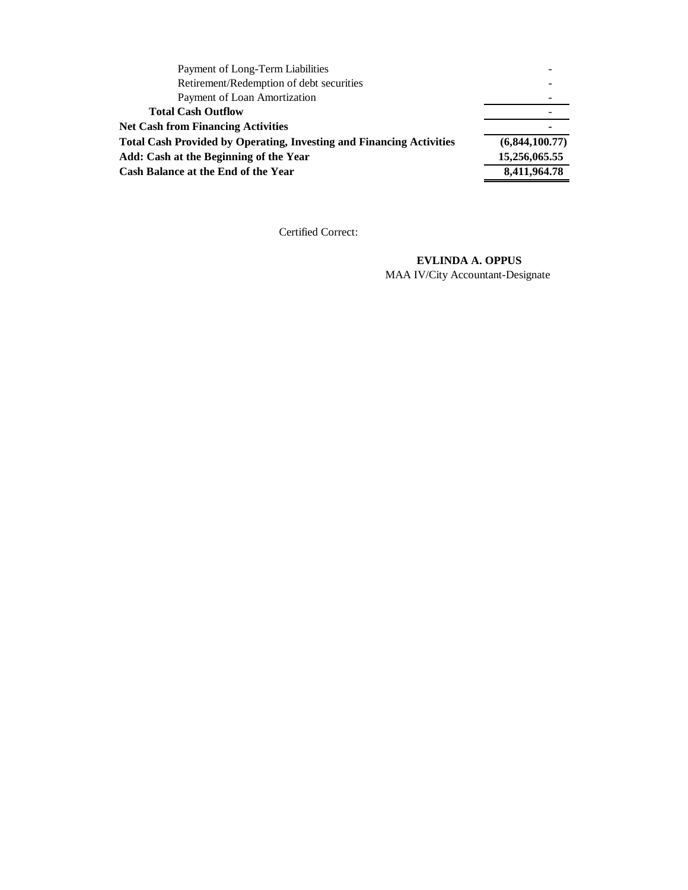| | |
|---|---|
| Payment of Long-Term Liabilities | - |
| Retirement/Redemption of debt securities | - |
| Payment of Loan Amortization | - |
| **Total Cash Outflow** | - |
| **Net Cash from Financing Activities** | **-** |
| **Total Cash Provided by Operating, Investing and Financing Activities** | **(6,844,100.77)** |
| **Add: Cash at the Beginning of the Year** | **15,256,065.55** |
| **Cash Balance at the End of the Year** | **8,411,964.78** |

Certified Correct:

**EVLINDA A. OPPUS**
MAA IV/City Accountant-Designate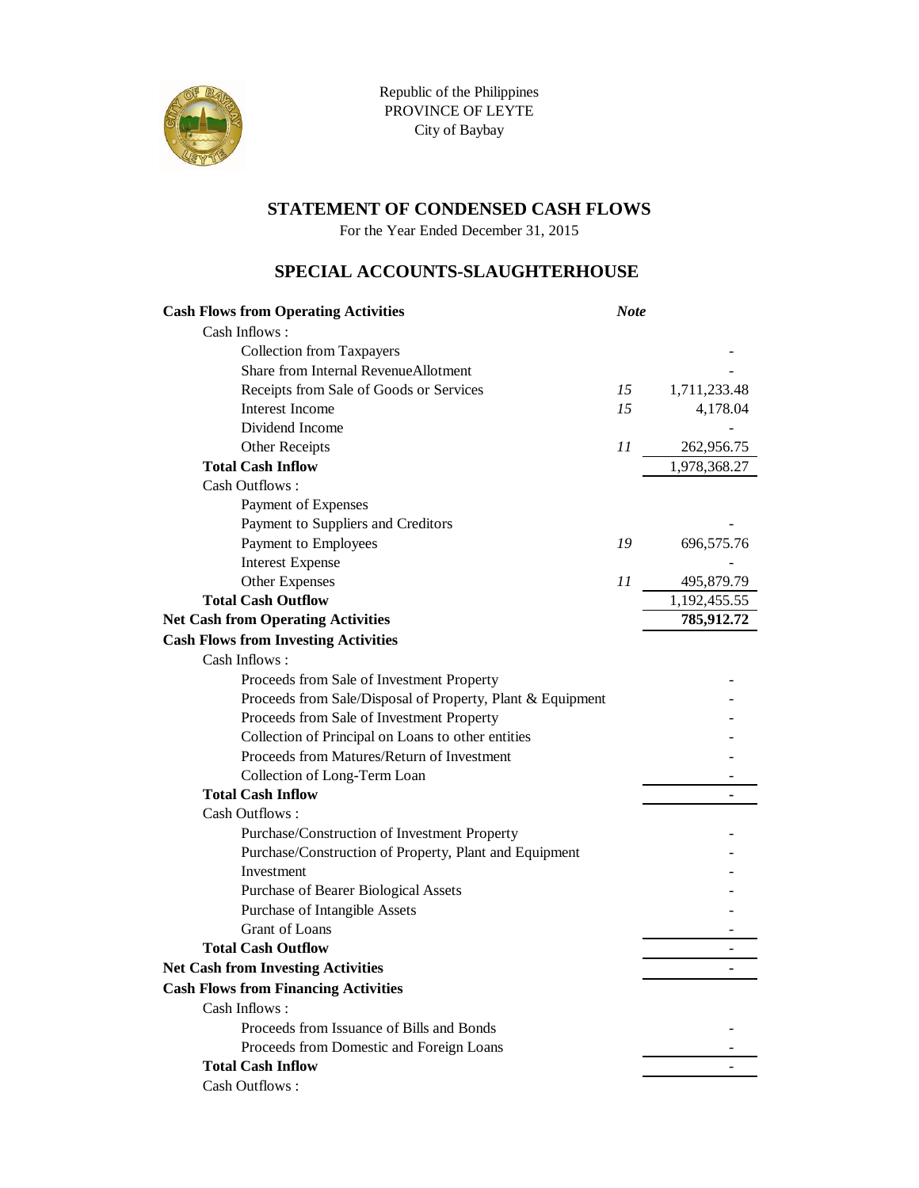Republic of the Philippines
PROVINCE OF LEYTE
City of Baybay

## STATEMENT OF CONDENSED CASH FLOWS

For the Year Ended December 31, 2015

## SPECIAL ACCOUNTS-SLAUGHTERHOUSE

| | *Note* | |
|---|---|---|
| **Cash Flows from Operating Activities** | | |
| Cash Inflows : | | |
| Collection from Taxpayers | | - |
| Share from Internal RevenueAllotment | | - |
| Receipts from Sale of Goods or Services | *15* | 1,711,233.48 |
| Interest Income | *15* | 4,178.04 |
| Dividend Income | | - |
| Other Receipts | *11* | 262,956.75 |
| **Total Cash Inflow** | | 1,978,368.27 |
| Cash Outflows : | | |
| Payment of Expenses | | |
| Payment to Suppliers and Creditors | | - |
| Payment to Employees | *19* | 696,575.76 |
| Interest Expense | | - |
| Other Expenses | *11* | 495,879.79 |
| **Total Cash Outflow** | | 1,192,455.55 |
| **Net Cash from Operating Activities** | | **785,912.72** |
| **Cash Flows from Investing Activities** | | |
| Cash Inflows : | | |
| Proceeds from Sale of Investment Property | | - |
| Proceeds from Sale/Disposal of Property, Plant & Equipment | | - |
| Proceeds from Sale of Investment Property | | - |
| Collection of Principal on Loans to other entities | | - |
| Proceeds from Matures/Return of Investment | | - |
| Collection of Long-Term Loan | | - |
| **Total Cash Inflow** | | - |
| Cash Outflows : | | |
| Purchase/Construction of Investment Property | | - |
| Purchase/Construction of Property, Plant and Equipment | | - |
| Investment | | - |
| Purchase of Bearer Biological Assets | | - |
| Purchase of Intangible Assets | | - |
| Grant of Loans | | - |
| **Total Cash Outflow** | | - |
| **Net Cash from Investing Activities** | | - |
| **Cash Flows from Financing Activities** | | |
| Cash Inflows : | | |
| Proceeds from Issuance of Bills and Bonds | | - |
| Proceeds from Domestic and Foreign Loans | | - |
| **Total Cash Inflow** | | - |
| Cash Outflows : | | |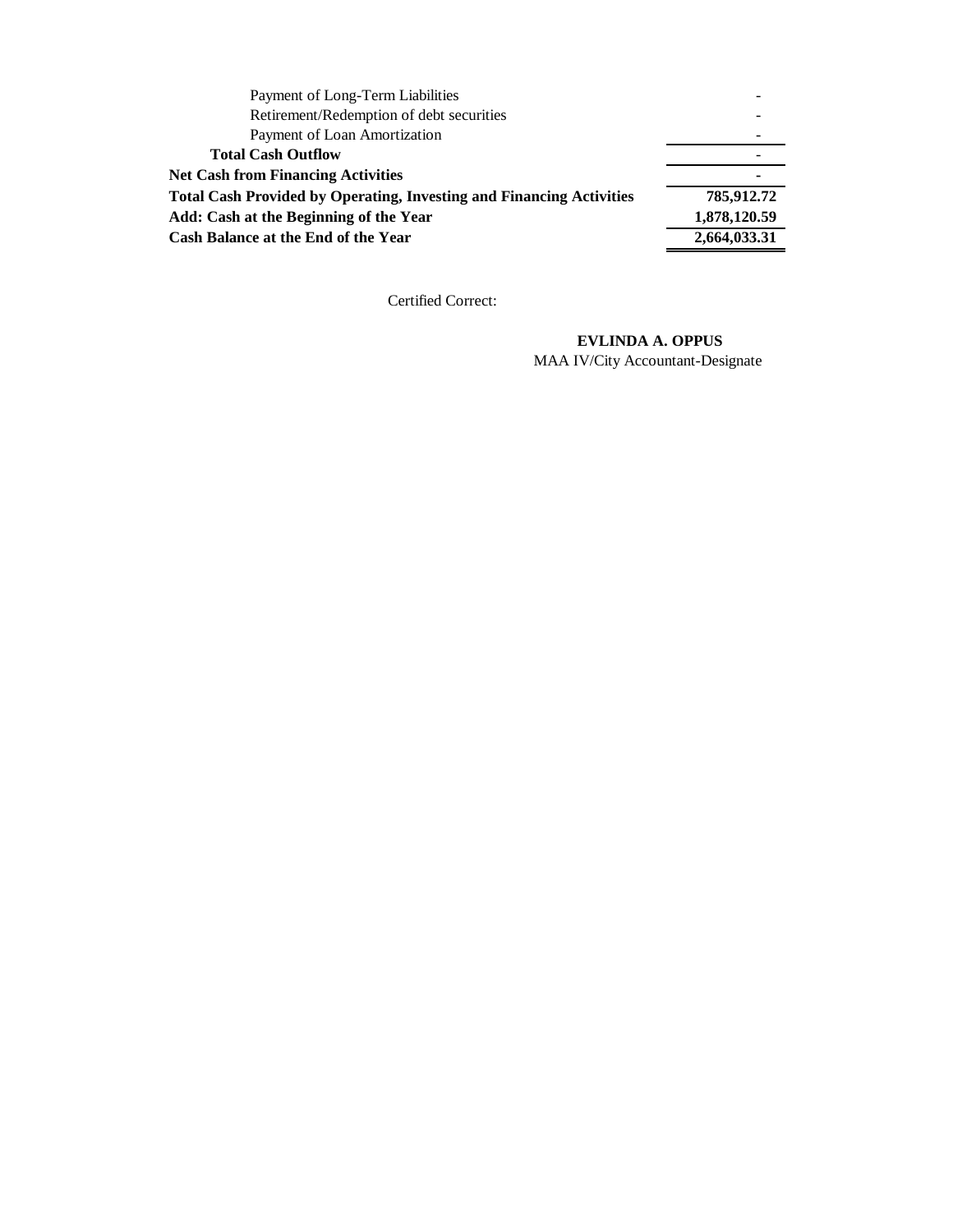| | |
|---|---|
| Payment of Long-Term Liabilities | - |
| Retirement/Redemption of debt securities | - |
| Payment of Loan Amortization | - |
| **Total Cash Outflow** | - |
| **Net Cash from Financing Activities** | **-** |
| **Total Cash Provided by Operating, Investing and Financing Activities** | **785,912.72** |
| **Add: Cash at the Beginning of the Year** | **1,878,120.59** |
| **Cash Balance at the End of the Year** | **2,664,033.31** |

Certified Correct:

**EVLINDA A. OPPUS**
MAA IV/City Accountant-Designate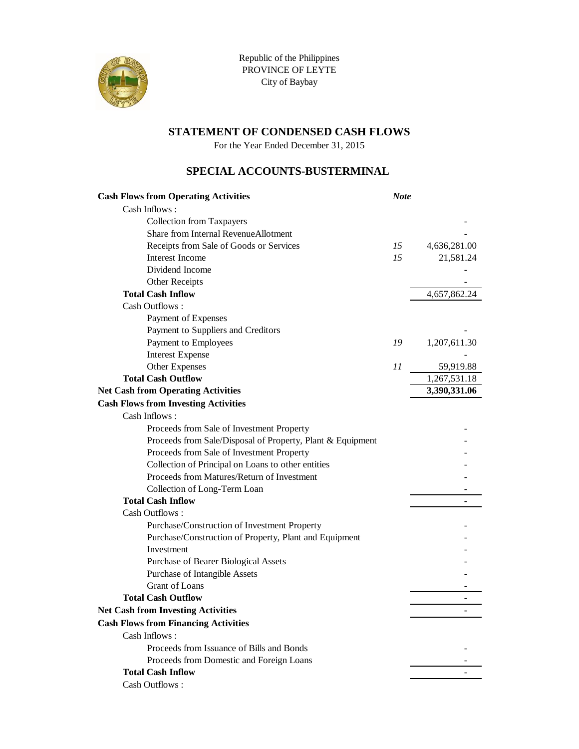Republic of the Philippines
PROVINCE OF LEYTE
City of Baybay

## STATEMENT OF CONDENSED CASH FLOWS

For the Year Ended December 31, 2015

## SPECIAL ACCOUNTS-BUSTERMINAL

| | *Note* | |
|---|---|---|
| **Cash Flows from Operating Activities** | | |
| Cash Inflows : | | |
| Collection from Taxpayers | | - |
| Share from Internal RevenueAllotment | | - |
| Receipts from Sale of Goods or Services | *15* | 4,636,281.00 |
| Interest Income | *15* | 21,581.24 |
| Dividend Income | | - |
| Other Receipts | | - |
| **Total Cash Inflow** | | 4,657,862.24 |
| Cash Outflows : | | |
| Payment of Expenses | | |
| Payment to Suppliers and Creditors | | - |
| Payment to Employees | *19* | 1,207,611.30 |
| Interest Expense | | - |
| Other Expenses | *11* | 59,919.88 |
| **Total Cash Outflow** | | 1,267,531.18 |
| **Net Cash from Operating Activities** | | **3,390,331.06** |
| **Cash Flows from Investing Activities** | | |
| Cash Inflows : | | |
| Proceeds from Sale of Investment Property | | - |
| Proceeds from Sale/Disposal of Property, Plant & Equipment | | - |
| Proceeds from Sale of Investment Property | | - |
| Collection of Principal on Loans to other entities | | - |
| Proceeds from Matures/Return of Investment | | - |
| Collection of Long-Term Loan | | - |
| **Total Cash Inflow** | | - |
| Cash Outflows : | | |
| Purchase/Construction of Investment Property | | - |
| Purchase/Construction of Property, Plant and Equipment | | - |
| Investment | | - |
| Purchase of Bearer Biological Assets | | - |
| Purchase of Intangible Assets | | - |
| Grant of Loans | | - |
| **Total Cash Outflow** | | - |
| **Net Cash from Investing Activities** | | **-** |
| **Cash Flows from Financing Activities** | | |
| Cash Inflows : | | |
| Proceeds from Issuance of Bills and Bonds | | - |
| Proceeds from Domestic and Foreign Loans | | - |
| **Total Cash Inflow** | | - |
| Cash Outflows : | | |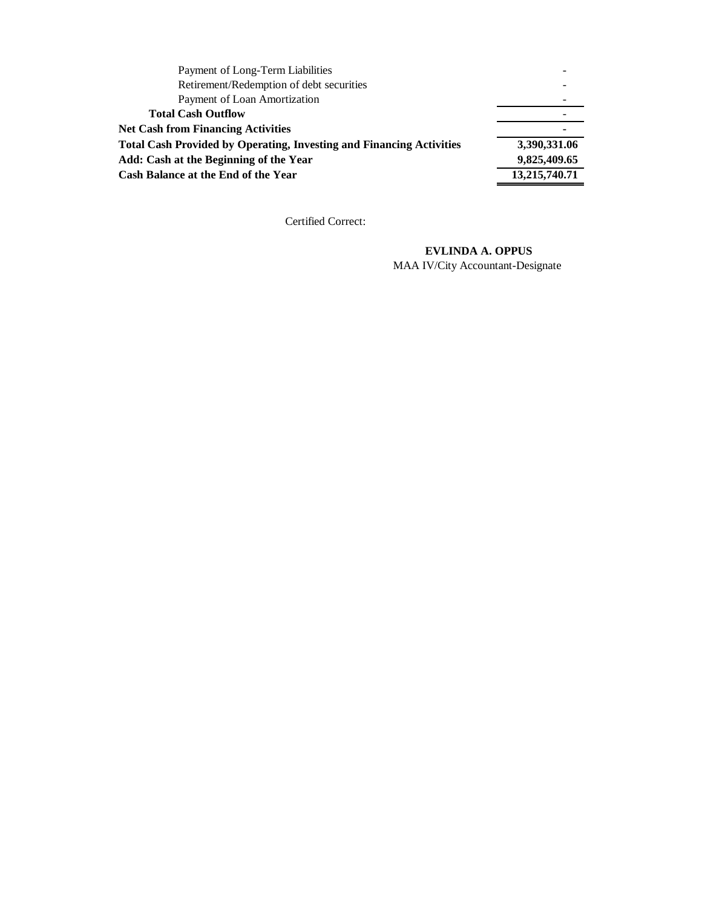| | |
|---|---|
| Payment of Long-Term Liabilities | - |
| Retirement/Redemption of debt securities | - |
| Payment of Loan Amortization | - |
| **Total Cash Outflow** | - |
| **Net Cash from Financing Activities** | **-** |
| **Total Cash Provided by Operating, Investing and Financing Activities** | **3,390,331.06** |
| **Add: Cash at the Beginning of the Year** | **9,825,409.65** |
| **Cash Balance at the End of the Year** | **13,215,740.71** |

Certified Correct:

**EVLINDA A. OPPUS**
MAA IV/City Accountant-Designate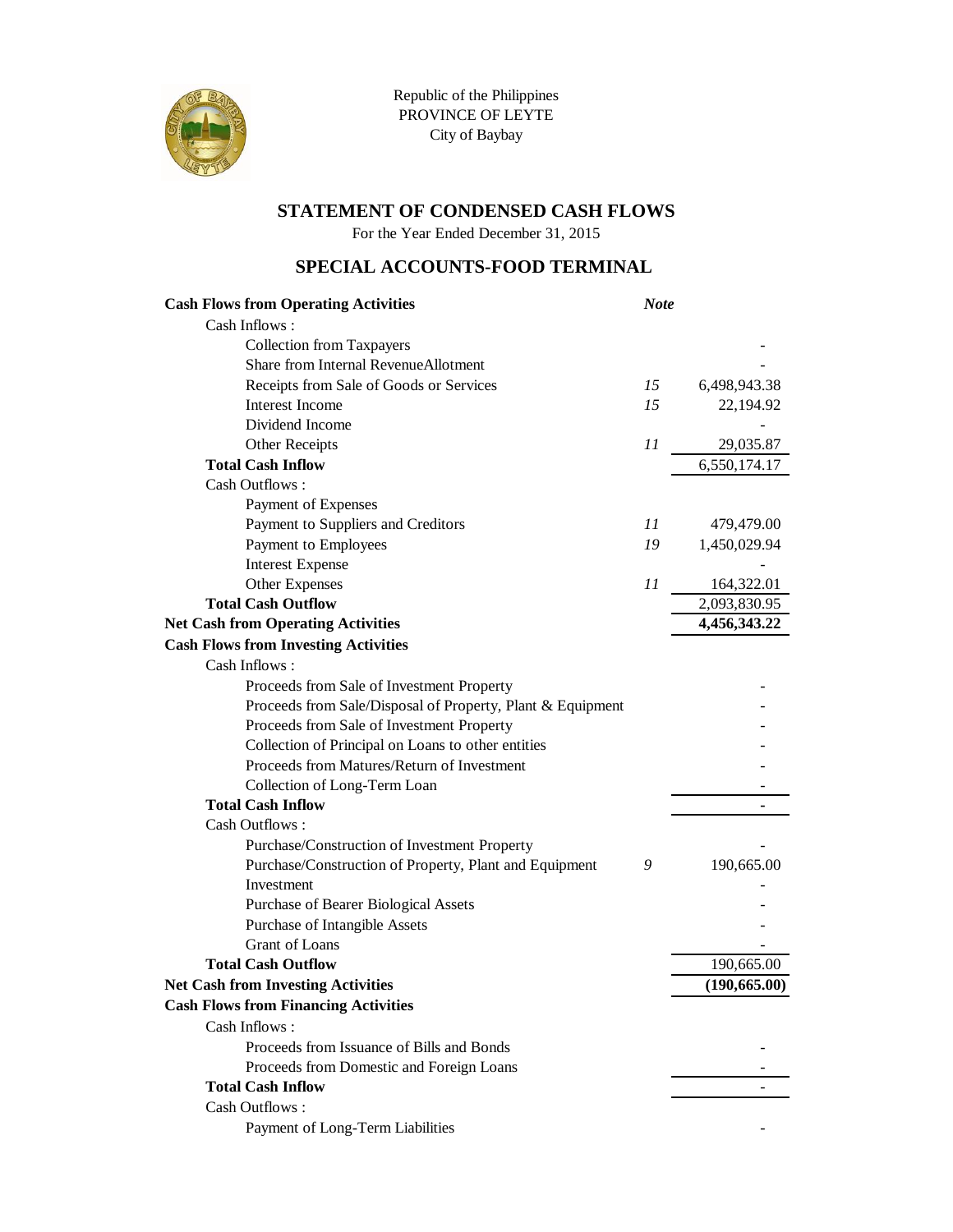Republic of the Philippines
PROVINCE OF LEYTE
City of Baybay

## STATEMENT OF CONDENSED CASH FLOWS

For the Year Ended December 31, 2015

## SPECIAL ACCOUNTS-FOOD TERMINAL

| | Note | |
|---|---|---|
| **Cash Flows from Operating Activities** | | |
| Cash Inflows : | | |
| Collection from Taxpayers | | - |
| Share from Internal RevenueAllotment | | - |
| Receipts from Sale of Goods or Services | 15 | 6,498,943.38 |
| Interest Income | 15 | 22,194.92 |
| Dividend Income | | - |
| Other Receipts | 11 | 29,035.87 |
| **Total Cash Inflow** | | 6,550,174.17 |
| Cash Outflows : | | |
| Payment of Expenses | | |
| Payment to Suppliers and Creditors | 11 | 479,479.00 |
| Payment to Employees | 19 | 1,450,029.94 |
| Interest Expense | | - |
| Other Expenses | 11 | 164,322.01 |
| **Total Cash Outflow** | | 2,093,830.95 |
| **Net Cash from Operating Activities** | | **4,456,343.22** |
| **Cash Flows from Investing Activities** | | |
| Cash Inflows : | | |
| Proceeds from Sale of Investment Property | | - |
| Proceeds from Sale/Disposal of Property, Plant & Equipment | | - |
| Proceeds from Sale of Investment Property | | - |
| Collection of Principal on Loans to other entities | | - |
| Proceeds from Matures/Return of Investment | | - |
| Collection of Long-Term Loan | | - |
| **Total Cash Inflow** | | - |
| Cash Outflows : | | |
| Purchase/Construction of Investment Property | | - |
| Purchase/Construction of Property, Plant and Equipment | 9 | 190,665.00 |
| Investment | | - |
| Purchase of Bearer Biological Assets | | - |
| Purchase of Intangible Assets | | - |
| Grant of Loans | | - |
| **Total Cash Outflow** | | 190,665.00 |
| **Net Cash from Investing Activities** | | **(190,665.00)** |
| **Cash Flows from Financing Activities** | | |
| Cash Inflows : | | |
| Proceeds from Issuance of Bills and Bonds | | - |
| Proceeds from Domestic and Foreign Loans | | - |
| **Total Cash Inflow** | | - |
| Cash Outflows : | | |
| Payment of Long-Term Liabilities | | - |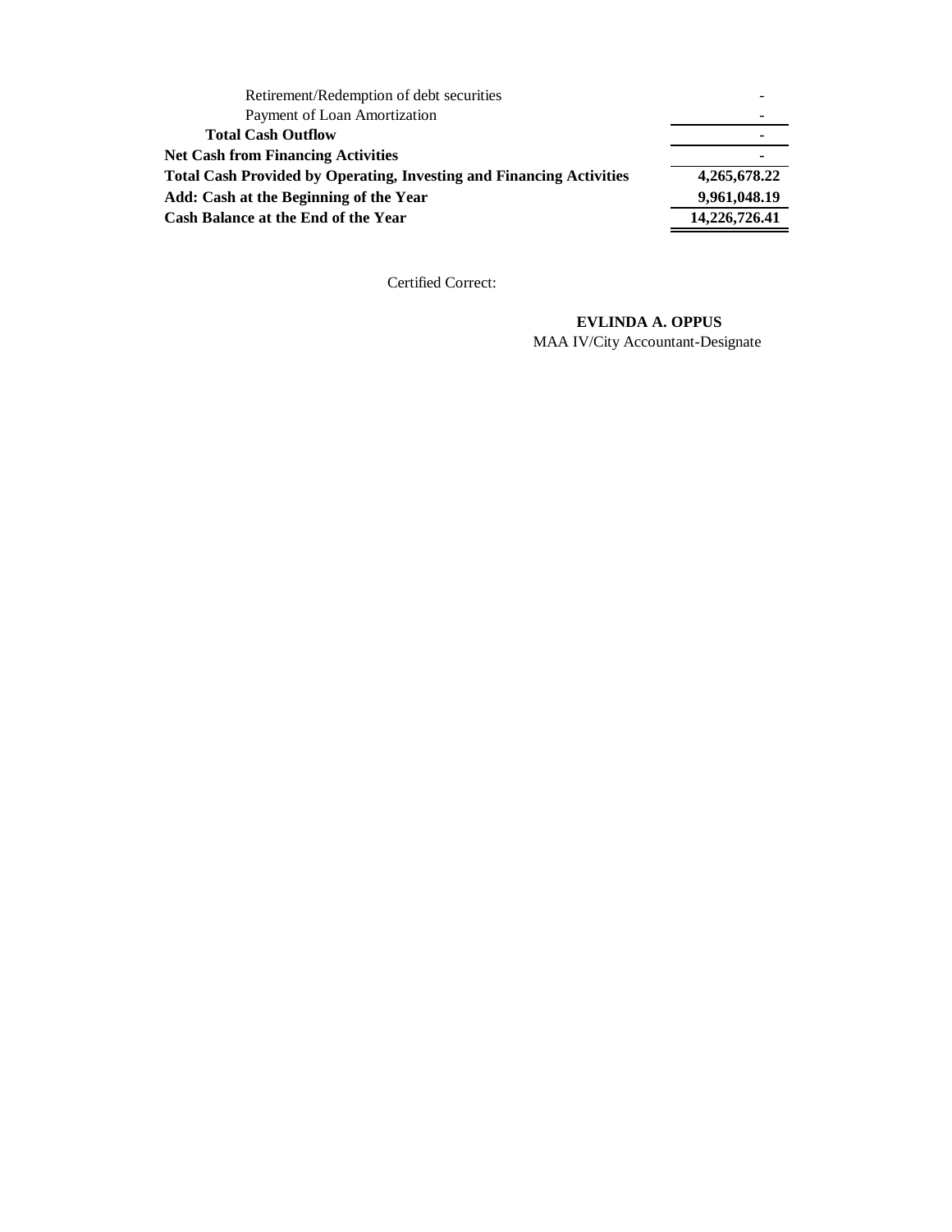| | |
|---|---:|
| Retirement/Redemption of debt securities | - |
| Payment of Loan Amortization | - |
| **Total Cash Outflow** | - |
| **Net Cash from Financing Activities** | **-** |
| **Total Cash Provided by Operating, Investing and Financing Activities** | **4,265,678.22** |
| **Add: Cash at the Beginning of the Year** | **9,961,048.19** |
| **Cash Balance at the End of the Year** | **14,226,726.41** |

Certified Correct:

**EVLINDA A. OPPUS**
MAA IV/City Accountant-Designate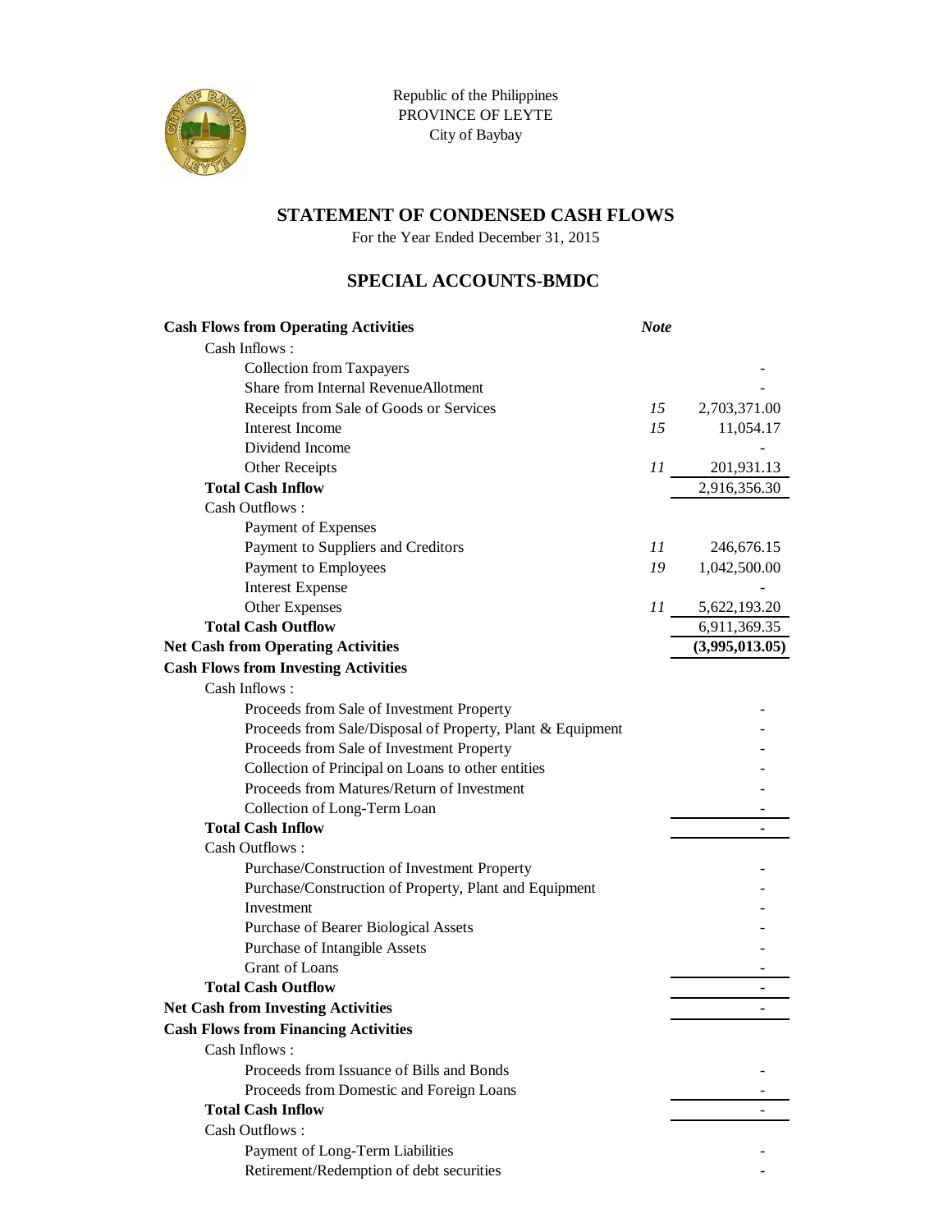Republic of the Philippines
PROVINCE OF LEYTE
City of Baybay

## STATEMENT OF CONDENSED CASH FLOWS

For the Year Ended December 31, 2015

## SPECIAL ACCOUNTS-BMDC

| | *Note* | |
|---|---|---|
| **Cash Flows from Operating Activities** | | |
| Cash Inflows : | | |
| Collection from Taxpayers | | - |
| Share from Internal RevenueAllotment | | - |
| Receipts from Sale of Goods or Services | *15* | 2,703,371.00 |
| Interest Income | *15* | 11,054.17 |
| Dividend Income | | - |
| Other Receipts | *11* | 201,931.13 |
| **Total Cash Inflow** | | 2,916,356.30 |
| Cash Outflows : | | |
| Payment of Expenses | | |
| Payment to Suppliers and Creditors | *11* | 246,676.15 |
| Payment to Employees | *19* | 1,042,500.00 |
| Interest Expense | | - |
| Other Expenses | *11* | 5,622,193.20 |
| **Total Cash Outflow** | | 6,911,369.35 |
| **Net Cash from Operating Activities** | | **(3,995,013.05)** |
| **Cash Flows from Investing Activities** | | |
| Cash Inflows : | | |
| Proceeds from Sale of Investment Property | | - |
| Proceeds from Sale/Disposal of Property, Plant & Equipment | | - |
| Proceeds from Sale of Investment Property | | - |
| Collection of Principal on Loans to other entities | | - |
| Proceeds from Matures/Return of Investment | | - |
| Collection of Long-Term Loan | | - |
| **Total Cash Inflow** | | - |
| Cash Outflows : | | |
| Purchase/Construction of Investment Property | | - |
| Purchase/Construction of Property, Plant and Equipment | | - |
| Investment | | - |
| Purchase of Bearer Biological Assets | | - |
| Purchase of Intangible Assets | | - |
| Grant of Loans | | - |
| **Total Cash Outflow** | | - |
| **Net Cash from Investing Activities** | | - |
| **Cash Flows from Financing Activities** | | |
| Cash Inflows : | | |
| Proceeds from Issuance of Bills and Bonds | | - |
| Proceeds from Domestic and Foreign Loans | | - |
| **Total Cash Inflow** | | - |
| Cash Outflows : | | |
| Payment of Long-Term Liabilities | | - |
| Retirement/Redemption of debt securities | | - |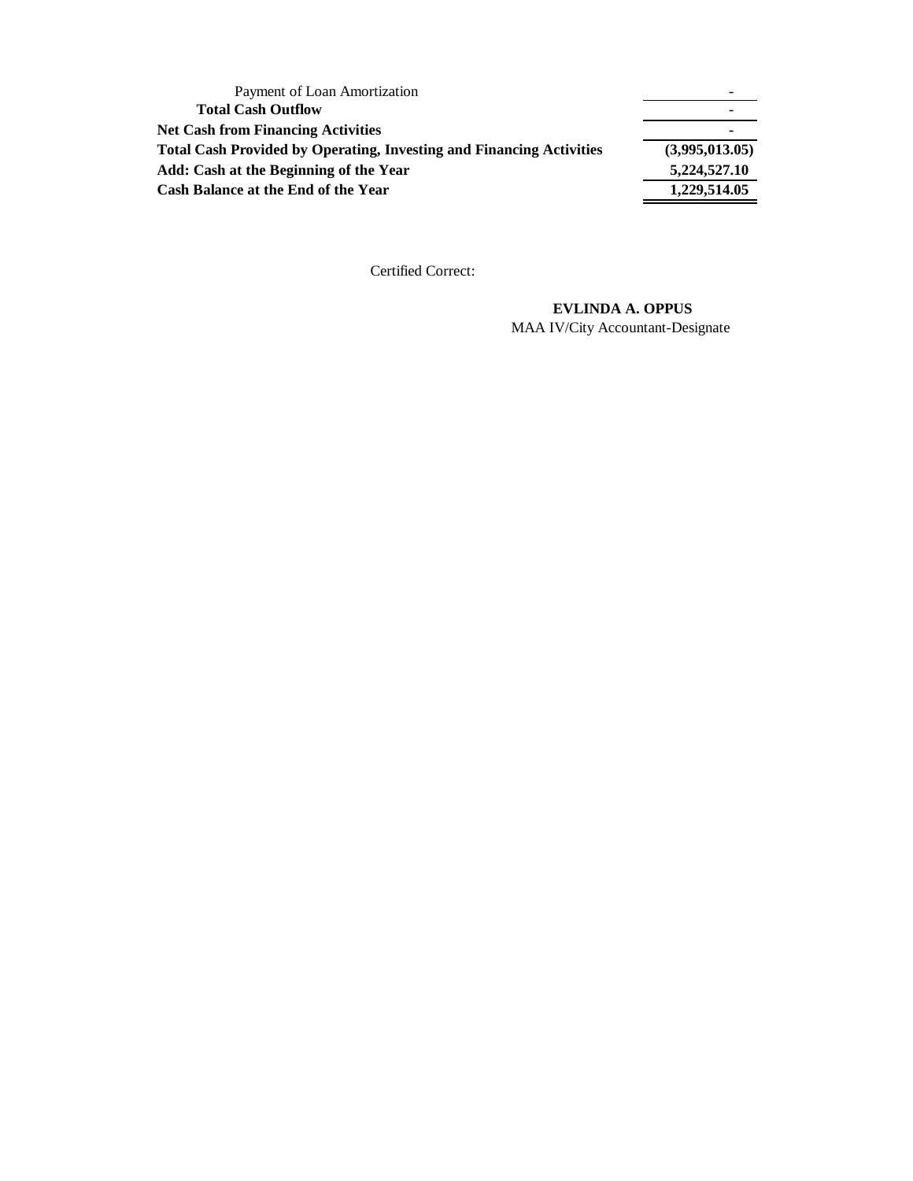| | |
|---|---|
| Payment of Loan Amortization | - |
| **Total Cash Outflow** | - |
| **Net Cash from Financing Activities** | - |
| **Total Cash Provided by Operating, Investing and Financing Activities** | **(3,995,013.05)** |
| **Add: Cash at the Beginning of the Year** | **5,224,527.10** |
| **Cash Balance at the End of the Year** | **1,229,514.05** |

Certified Correct:

**EVLINDA A. OPPUS**
MAA IV/City Accountant-Designate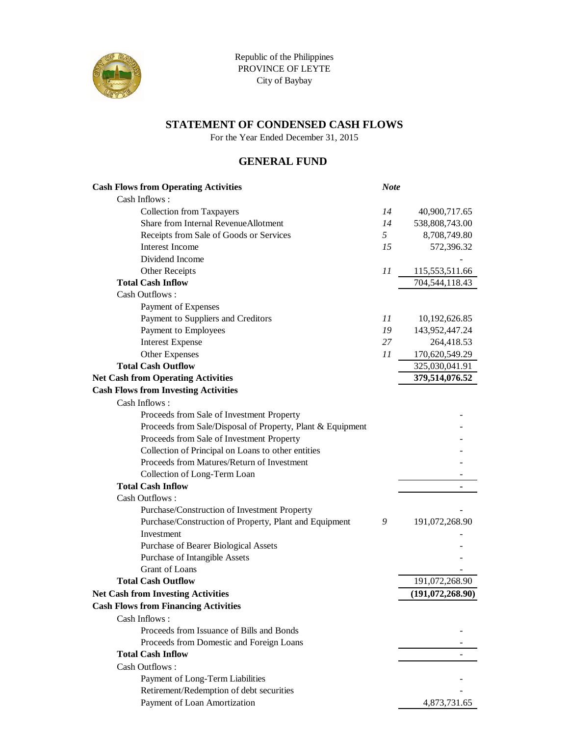Republic of the Philippines
PROVINCE OF LEYTE
City of Baybay

# STATEMENT OF CONDENSED CASH FLOWS

For the Year Ended December 31, 2015

## GENERAL FUND

| | *Note* | |
|---|---|---|
| **Cash Flows from Operating Activities** | | |
| Cash Inflows : | | |
| Collection from Taxpayers | 14 | 40,900,717.65 |
| Share from Internal RevenueAllotment | 14 | 538,808,743.00 |
| Receipts from Sale of Goods or Services | 5 | 8,708,749.80 |
| Interest Income | 15 | 572,396.32 |
| Dividend Income | | - |
| Other Receipts | 11 | 115,553,511.66 |
| **Total Cash Inflow** | | 704,544,118.43 |
| Cash Outflows : | | |
| Payment of Expenses | | |
| Payment to Suppliers and Creditors | 11 | 10,192,626.85 |
| Payment to Employees | 19 | 143,952,447.24 |
| Interest Expense | 27 | 264,418.53 |
| Other Expenses | 11 | 170,620,549.29 |
| **Total Cash Outflow** | | 325,030,041.91 |
| **Net Cash from Operating Activities** | | **379,514,076.52** |
| **Cash Flows from Investing Activities** | | |
| Cash Inflows : | | |
| Proceeds from Sale of Investment Property | | - |
| Proceeds from Sale/Disposal of Property, Plant & Equipment | | - |
| Proceeds from Sale of Investment Property | | - |
| Collection of Principal on Loans to other entities | | - |
| Proceeds from Matures/Return of Investment | | - |
| Collection of Long-Term Loan | | - |
| **Total Cash Inflow** | | - |
| Cash Outflows : | | |
| Purchase/Construction of Investment Property | | - |
| Purchase/Construction of Property, Plant and Equipment | 9 | 191,072,268.90 |
| Investment | | - |
| Purchase of Bearer Biological Assets | | - |
| Purchase of Intangible Assets | | - |
| Grant of Loans | | - |
| **Total Cash Outflow** | | 191,072,268.90 |
| **Net Cash from Investing Activities** | | **(191,072,268.90)** |
| **Cash Flows from Financing Activities** | | |
| Cash Inflows : | | |
| Proceeds from Issuance of Bills and Bonds | | - |
| Proceeds from Domestic and Foreign Loans | | - |
| **Total Cash Inflow** | | - |
| Cash Outflows : | | |
| Payment of Long-Term Liabilities | | - |
| Retirement/Redemption of debt securities | | - |
| Payment of Loan Amortization | | 4,873,731.65 |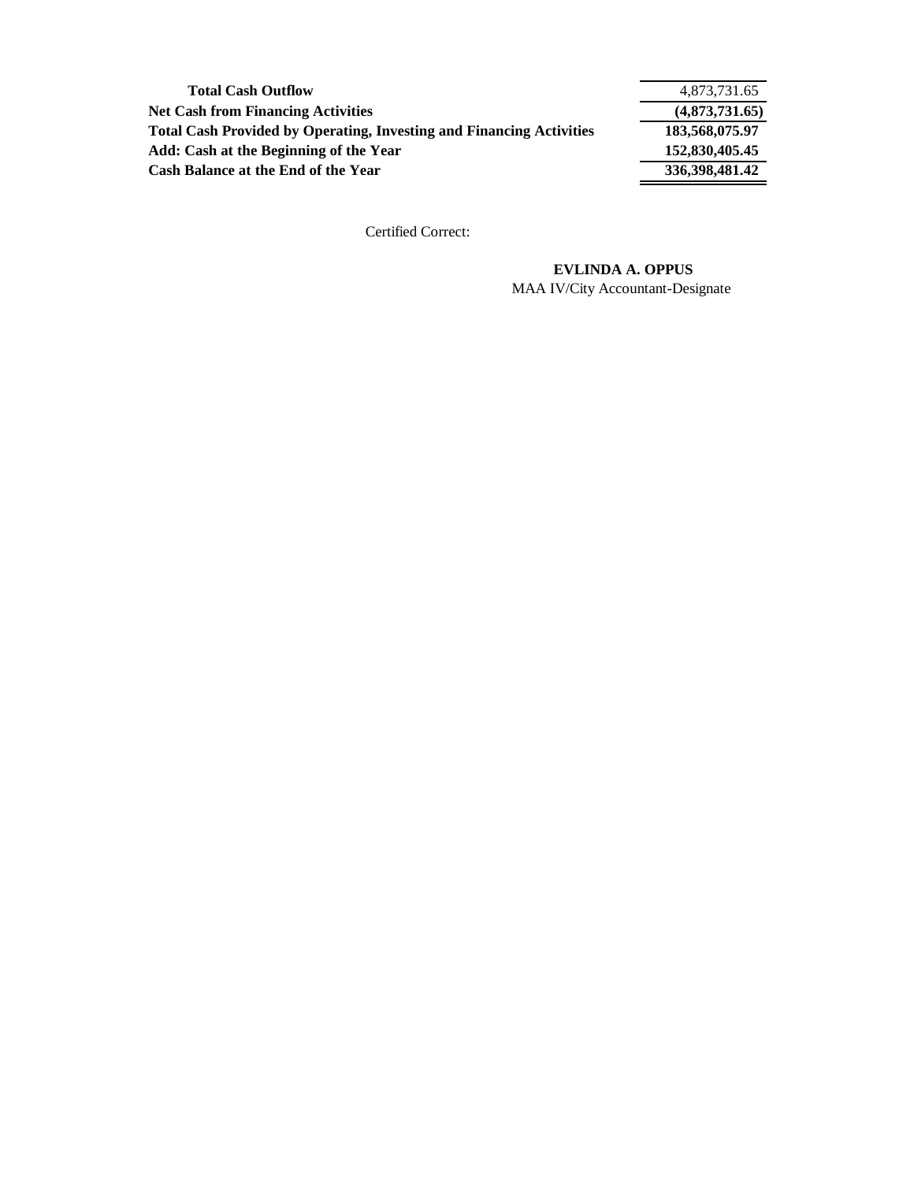| | |
|---|---|
| **Total Cash Outflow** | 4,873,731.65 |
| **Net Cash from Financing Activities** | **(4,873,731.65)** |
| **Total Cash Provided by Operating, Investing and Financing Activities** | **183,568,075.97** |
| **Add: Cash at the Beginning of the Year** | **152,830,405.45** |
| **Cash Balance at the End of the Year** | **336,398,481.42** |

Certified Correct:

**EVLINDA A. OPPUS**
MAA IV/City Accountant-Designate